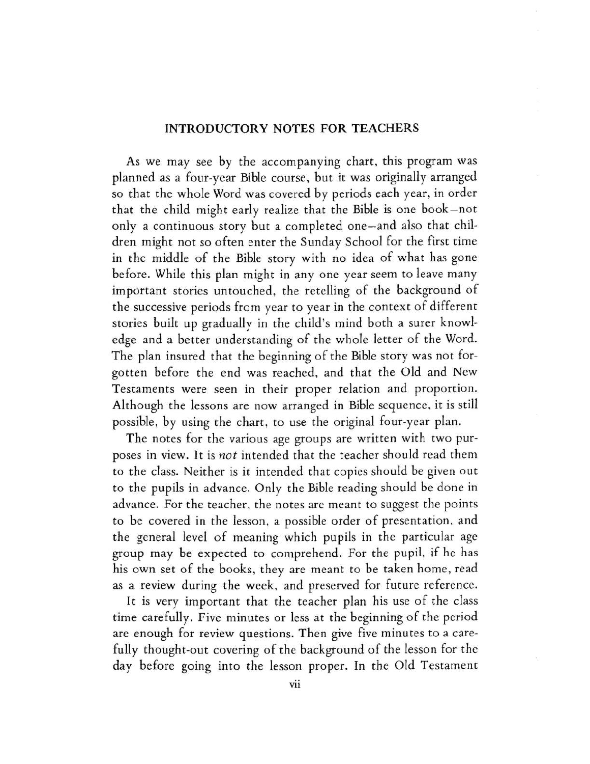## INTRODUCTORY NOTES FOR TEACHERS

As we may see by the accompanying chart, this program was planned as a four-year Bible course, but it was originally arranged so that the whole Word was covered by periods each year, in order that the child might early realize that the Bible is one book—not only a continuous story but a completed one—and also that children might not so often enter the Sunday School for the first time in the middle of the Bible story with no idea of what has gone before. While this plan might in any one year seem to leave many important stories untouched, the retelling of the background of the successive periods from year to year in the context of different stories built up gradually in the child's mind both a surer knowledge and a better understanding of the whole letter of the Word. The plan insured that the beginning of the Bible story was not forgotten before the end was reached, and that the Old and New Testaments were seen in their proper relation and proportion. Although the lessons are now arranged in Bible sequence, it is still possible, by using the chart, to use the original four-year plan.

The notes for the various age groups are written with two purposes in view. It is *not* intended that the teacher should read them to the class. Neither is it intended that copies should be given out to the pupils in advance. Only the Bible reading should be done in advance. For the teacher, the notes are meant to suggest the points to be covered in the lesson, a possible order of presentation, and the general level of meaning which pupils in the particular age group may be expected to comprehend. For the pupil, if he has his own set of the books, they are meant to be taken home, read as a review during the week, and preserved for future reference.

It is very important that the teacher plan his use of the class time carefully. Five minutes or less at the beginning of the period are enough for review questions. Then give five minutes to a carefully thought-out covering of the background of the lesson for the day before going into the lesson proper. In the Old Testament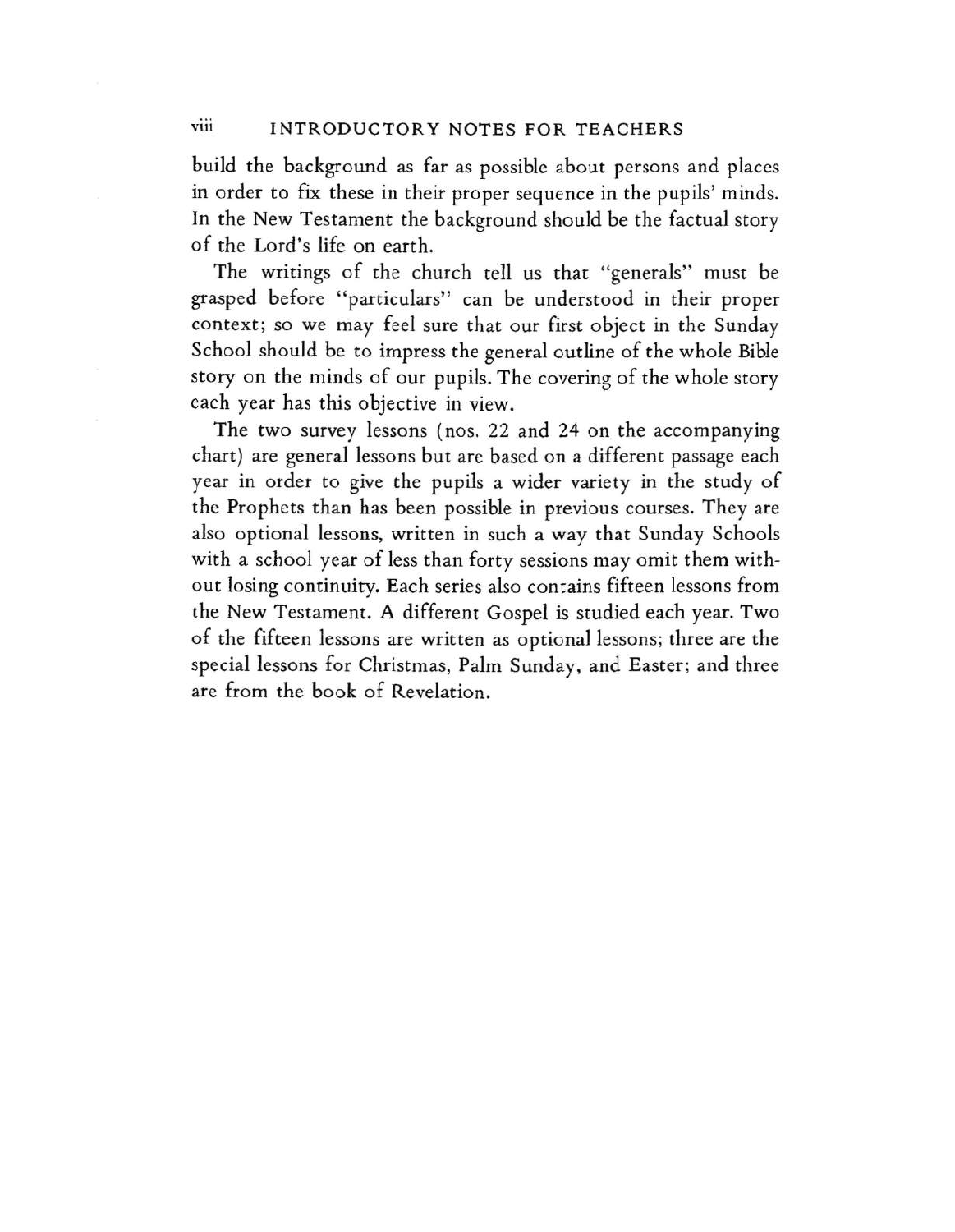build the background as far as possible about persons and places in order to fix these in their proper sequence in the pupils' minds. In the New Testament the background should be the factual story of the Lord's life on earth.

The writings of the church tell us that "generals" must be grasped before "particulars" can be understood in their proper context; so we may feel sure that our first object in the Sunday School should be to impress the general outline of the whole Bible story on the minds of our pupils. The covering of the whole story each year has this objective in view.

The two survey lessons (nos. 22 and 24 on the accompanying chart) are general lessons but are based on a different passage each year in order to give the pupils a wider variety in the study of the Prophets than has been possible in previous courses. They are also optional lessons, written in such a way that Sunday Schools with a school year of less than forty sessions may omit them without losing continuity. Each series also contains fifteen lessons from the New Testament. A different Gospel is studied each year. Two of the fifteen lessons are written as optional lessons; three are the special lessons for Christmas, Palm Sunday, and Easter; and three are from the book of Revelation.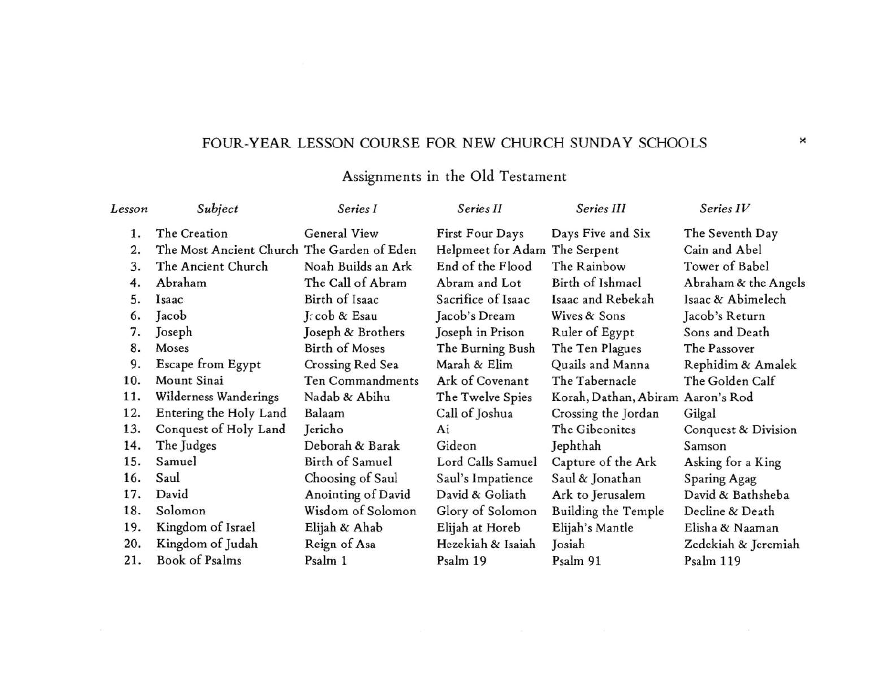# FOUR-YEAR LESSON COURSE FOR NEW CHURCH SUNDAY SCHOOLS

## Assignments in the Old Testament

| *Lesson* | *Subject* | *Series I* | *Series II* | *Series III* | *Series IV* |
|---|---|---|---|---|---|
| 1. | The Creation | General View | First Four Days | Days Five and Six | The Seventh Day |
| 2. | The Most Ancient Church | The Garden of Eden | Helpmeet for Adam | The Serpent | Cain and Abel |
| 3. | The Ancient Church | Noah Builds an Ark | End of the Flood | The Rainbow | Tower of Babel |
| 4. | Abraham | The Call of Abram | Abram and Lot | Birth of Ishmael | Abraham & the Angels |
| 5. | Isaac | Birth of Isaac | Sacrifice of Isaac | Isaac and Rebekah | Isaac & Abimelech |
| 6. | Jacob | Jacob & Esau | Jacob's Dream | Wives & Sons | Jacob's Return |
| 7. | Joseph | Joseph & Brothers | Joseph in Prison | Ruler of Egypt | Sons and Death |
| 8. | Moses | Birth of Moses | The Burning Bush | The Ten Plagues | The Passover |
| 9. | Escape from Egypt | Crossing Red Sea | Marah & Elim | Quails and Manna | Rephidim & Amalek |
| 10. | Mount Sinai | Ten Commandments | Ark of Covenant | The Tabernacle | The Golden Calf |
| 11. | Wilderness Wanderings | Nadab & Abihu | The Twelve Spies | Korah, Dathan, Abiram | Aaron's Rod |
| 12. | Entering the Holy Land | Balaam | Call of Joshua | Crossing the Jordan | Gilgal |
| 13. | Conquest of Holy Land | Jericho | Ai | The Gibeonites | Conquest & Division |
| 14. | The Judges | Deborah & Barak | Gideon | Jephthah | Samson |
| 15. | Samuel | Birth of Samuel | Lord Calls Samuel | Capture of the Ark | Asking for a King |
| 16. | Saul | Choosing of Saul | Saul's Impatience | Saul & Jonathan | Sparing Agag |
| 17. | David | Anointing of David | David & Goliath | Ark to Jerusalem | David & Bathsheba |
| 18. | Solomon | Wisdom of Solomon | Glory of Solomon | Building the Temple | Decline & Death |
| 19. | Kingdom of Israel | Elijah & Ahab | Elijah at Horeb | Elijah's Mantle | Elisha & Naaman |
| 20. | Kingdom of Judah | Reign of Asa | Hezekiah & Isaiah | Josiah | Zedekiah & Jeremiah |
| 21. | Book of Psalms | Psalm 1 | Psalm 19 | Psalm 91 | Psalm 119 |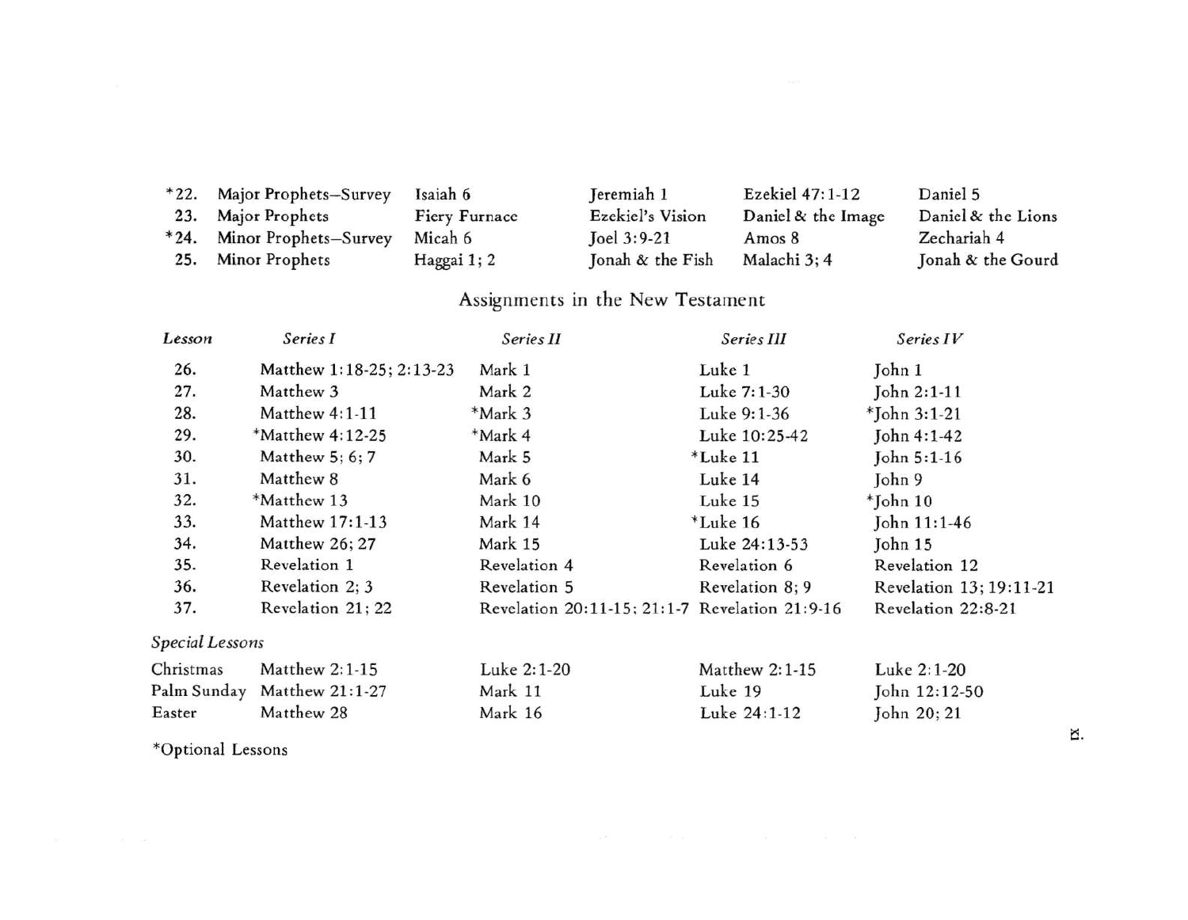| | | | | | |
|---|---|---|---|---|---|
| *22. | Major Prophets–Survey | Isaiah 6 | Jeremiah 1 | Ezekiel 47:1-12 | Daniel 5 |
| 23. | Major Prophets | Fiery Furnace | Ezekiel's Vision | Daniel & the Image | Daniel & the Lions |
| *24. | Minor Prophets–Survey | Micah 6 | Joel 3:9-21 | Amos 8 | Zechariah 4 |
| 25. | Minor Prophets | Haggai 1; 2 | Jonah & the Fish | Malachi 3; 4 | Jonah & the Gourd |

## Assignments in the New Testament

| *Lesson* | *Series I* | *Series II* | *Series III* | *Series IV* |
|---|---|---|---|---|
| 26. | Matthew 1:18-25; 2:13-23 | Mark 1 | Luke 1 | John 1 |
| 27. | Matthew 3 | Mark 2 | Luke 7:1-30 | John 2:1-11 |
| 28. | Matthew 4:1-11 | *Mark 3 | Luke 9:1-36 | *John 3:1-21 |
| 29. | *Matthew 4:12-25 | *Mark 4 | Luke 10:25-42 | John 4:1-42 |
| 30. | Matthew 5; 6; 7 | Mark 5 | *Luke 11 | John 5:1-16 |
| 31. | Matthew 8 | Mark 6 | Luke 14 | John 9 |
| 32. | *Matthew 13 | Mark 10 | Luke 15 | *John 10 |
| 33. | Matthew 17:1-13 | Mark 14 | *Luke 16 | John 11:1-46 |
| 34. | Matthew 26; 27 | Mark 15 | Luke 24:13-53 | John 15 |
| 35. | Revelation 1 | Revelation 4 | Revelation 6 | Revelation 12 |
| 36. | Revelation 2; 3 | Revelation 5 | Revelation 8; 9 | Revelation 13; 19:11-21 |
| 37. | Revelation 21; 22 | Revelation 20:11-15; 21:1-7 | Revelation 21:9-16 | Revelation 22:8-21 |

*Special Lessons*

| | | | | |
|---|---|---|---|---|
| Christmas | Matthew 2:1-15 | Luke 2:1-20 | Matthew 2:1-15 | Luke 2:1-20 |
| Palm Sunday | Matthew 21:1-27 | Mark 11 | Luke 19 | John 12:12-50 |
| Easter | Matthew 28 | Mark 16 | Luke 24:1-12 | John 20; 21 |

*Optional Lessons